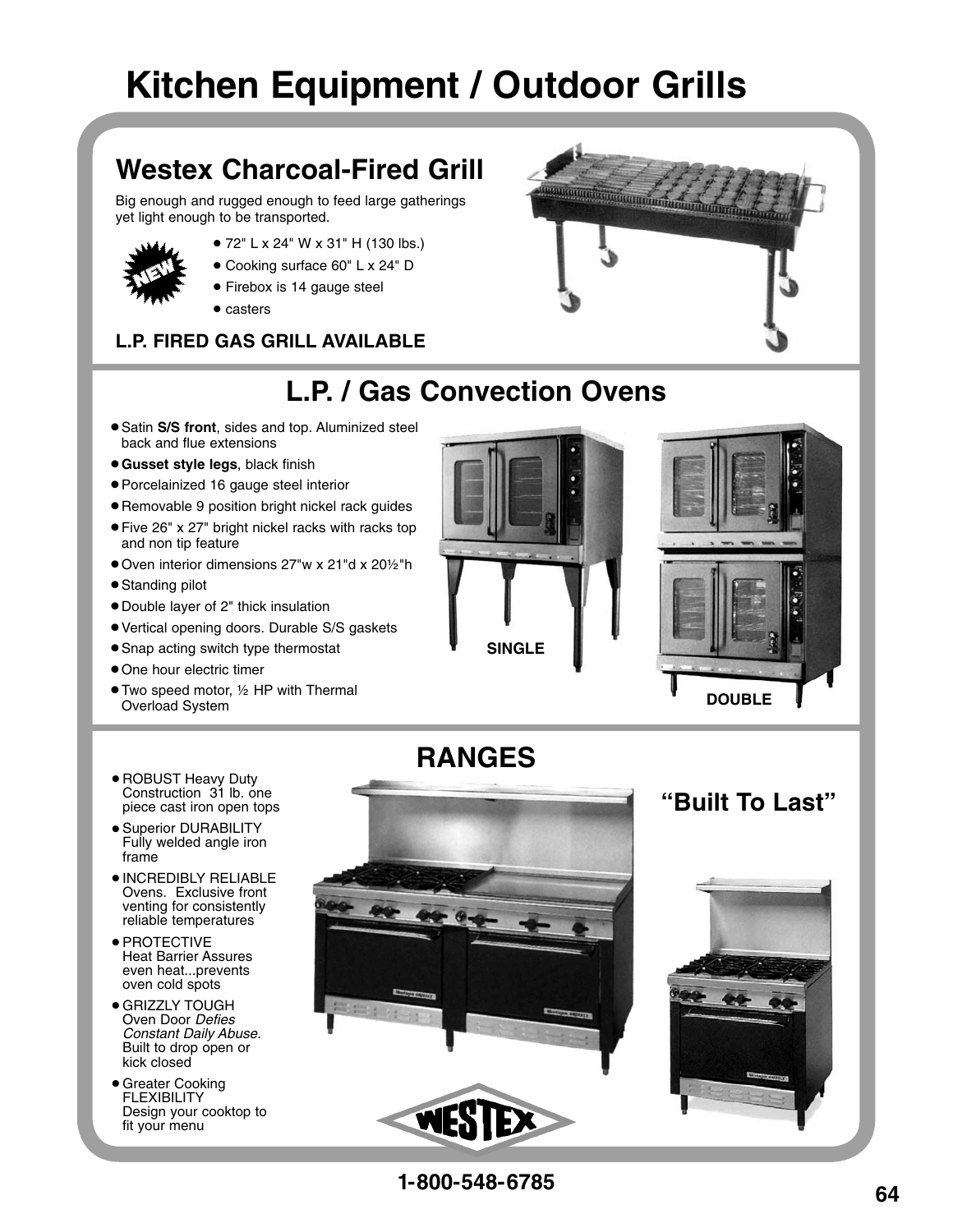# Kitchen Equipment / Outdoor Grills

## Westex Charcoal-Fired Grill

Big enough and rugged enough to feed large gatherings yet light enough to be transported.

NEW

- 72" L x 24" W x 31" H (130 lbs.)
- Cooking surface 60" L x 24" D
- Firebox is 14 gauge steel
- casters

**L.P. FIRED GAS GRILL AVAILABLE**

## L.P. / Gas Convection Ovens

- Satin **S/S front**, sides and top. Aluminized steel back and flue extensions
- **Gusset style legs**, black finish
- Porcelainized 16 gauge steel interior
- Removable 9 position bright nickel rack guides
- Five 26" x 27" bright nickel racks with racks top and non tip feature
- Oven interior dimensions 27"w x 21"d x 20½"h
- Standing pilot
- Double layer of 2" thick insulation
- Vertical opening doors. Durable S/S gaskets
- Snap acting switch type thermostat
- One hour electric timer
- Two speed motor, ½ HP with Thermal Overload System

**SINGLE**

**DOUBLE**

## RANGES

**"Built To Last"**

- ROBUST Heavy Duty Construction 31 lb. one piece cast iron open tops
- Superior DURABILITY Fully welded angle iron frame
- INCREDIBLY RELIABLE Ovens. Exclusive front venting for consistently reliable temperatures
- PROTECTIVE Heat Barrier Assures even heat...prevents oven cold spots
- GRIZZLY TOUGH Oven Door *Defies Constant Daily Abuse*. Built to drop open or kick closed
- Greater Cooking FLEXIBILITY Design your cooktop to fit your menu

WESTEX

**1-800-548-6785**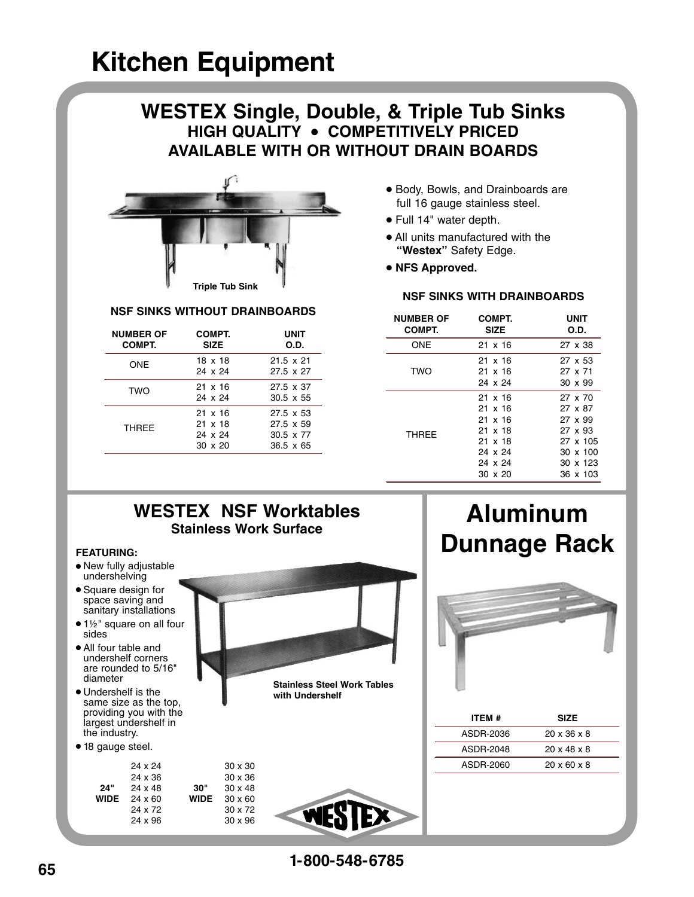# Kitchen Equipment

## WESTEX Single, Double, & Triple Tub Sinks

### HIGH QUALITY • COMPETITIVELY PRICED
### AVAILABLE WITH OR WITHOUT DRAIN BOARDS

Triple Tub Sink

- Body, Bowls, and Drainboards are full 16 gauge stainless steel.
- Full 14" water depth.
- All units manufactured with the **"Westex"** Safety Edge.
- **NFS Approved.**

**NSF SINKS WITHOUT DRAINBOARDS**

| NUMBER OF COMPT. | COMPT. SIZE | UNIT O.D. |
|---|---|---|
| ONE | 18 x 18 | 21.5 x 21 |
| | 24 x 24 | 27.5 x 27 |
| TWO | 21 x 16 | 27.5 x 37 |
| | 24 x 24 | 30.5 x 55 |
| THREE | 21 x 16 | 27.5 x 53 |
| | 21 x 18 | 27.5 x 59 |
| | 24 x 24 | 30.5 x 77 |
| | 30 x 20 | 36.5 x 65 |

**NSF SINKS WITH DRAINBOARDS**

| NUMBER OF COMPT. | COMPT. SIZE | UNIT O.D. |
|---|---|---|
| ONE | 21 x 16 | 27 x 38 |
| TWO | 21 x 16 | 27 x 53 |
| | 21 x 16 | 27 x 71 |
| | 24 x 24 | 30 x 99 |
| THREE | 21 x 16 | 27 x 70 |
| | 21 x 16 | 27 x 87 |
| | 21 x 16 | 27 x 99 |
| | 21 x 18 | 27 x 93 |
| | 21 x 18 | 27 x 105 |
| | 24 x 24 | 30 x 100 |
| | 24 x 24 | 30 x 123 |
| | 30 x 20 | 36 x 103 |

## WESTEX NSF Worktables

### Stainless Work Surface

**FEATURING:**

- New fully adjustable undershelving
- Square design for space saving and sanitary installations
- 1½" square on all four sides
- All four table and undershelf corners are rounded to 5/16" diameter
- Undershelf is the same size as the top, providing you with the largest undershelf in the industry.
- 18 gauge steel.

Stainless Steel Work Tables with Undershelf

| 24" WIDE | 30" WIDE |
|---|---|
| 24 x 24 | 30 x 30 |
| 24 x 36 | 30 x 36 |
| 24 x 48 | 30 x 48 |
| 24 x 60 | 30 x 60 |
| 24 x 72 | 30 x 72 |
| 24 x 96 | 30 x 96 |

WESTEX

## Aluminum Dunnage Rack

| ITEM # | SIZE |
|---|---|
| ASDR-2036 | 20 x 36 x 8 |
| ASDR-2048 | 20 x 48 x 8 |
| ASDR-2060 | 20 x 60 x 8 |

1-800-548-6785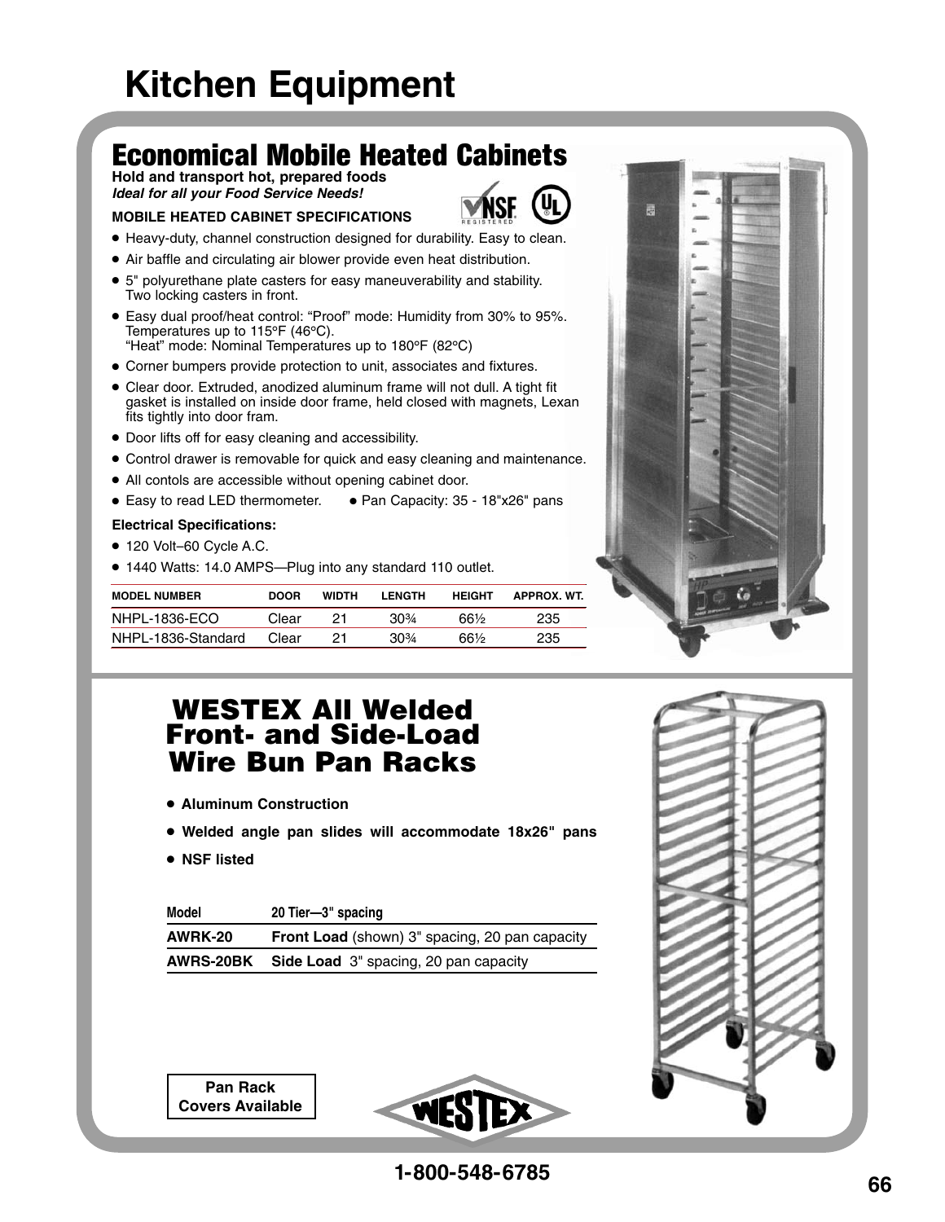# Kitchen Equipment

## Economical Mobile Heated Cabinets

**Hold and transport hot, prepared foods**

***Ideal for all your Food Service Needs!***

**MOBILE HEATED CABINET SPECIFICATIONS**

- Heavy-duty, channel construction designed for durability. Easy to clean.
- Air baffle and circulating air blower provide even heat distribution.
- 5" polyurethane plate casters for easy maneuverability and stability. Two locking casters in front.
- Easy dual proof/heat control: "Proof" mode: Humidity from 30% to 95%. Temperatures up to 115°F (46°C).
  "Heat" mode: Nominal Temperatures up to 180°F (82°C)
- Corner bumpers provide protection to unit, associates and fixtures.
- Clear door. Extruded, anodized aluminum frame will not dull. A tight fit gasket is installed on inside door frame, held closed with magnets, Lexan fits tightly into door fram.
- Door lifts off for easy cleaning and accessibility.
- Control drawer is removable for quick and easy cleaning and maintenance.
- All contols are accessible without opening cabinet door.
- Easy to read LED thermometer.
- Pan Capacity: 35 - 18"x26" pans

**Electrical Specifications:**

- 120 Volt–60 Cycle A.C.
- 1440 Watts: 14.0 AMPS—Plug into any standard 110 outlet.

| MODEL NUMBER | DOOR | WIDTH | LENGTH | HEIGHT | APPROX. WT. |
|---|---|---|---|---|---|
| NHPL-1836-ECO | Clear | 21 | 30¾ | 66½ | 235 |
| NHPL-1836-Standard | Clear | 21 | 30¾ | 66½ | 235 |

## WESTEX All Welded Front- and Side-Load Wire Bun Pan Racks

- **Aluminum Construction**
- **Welded angle pan slides will accommodate 18x26" pans**
- **NSF listed**

| Model | 20 Tier—3" spacing |
|---|---|
| **AWRK-20** | **Front Load** (shown) 3" spacing, 20 pan capacity |
| **AWRS-20BK** | **Side Load** 3" spacing, 20 pan capacity |

**Pan Rack Covers Available**

WESTEX

1-800-548-6785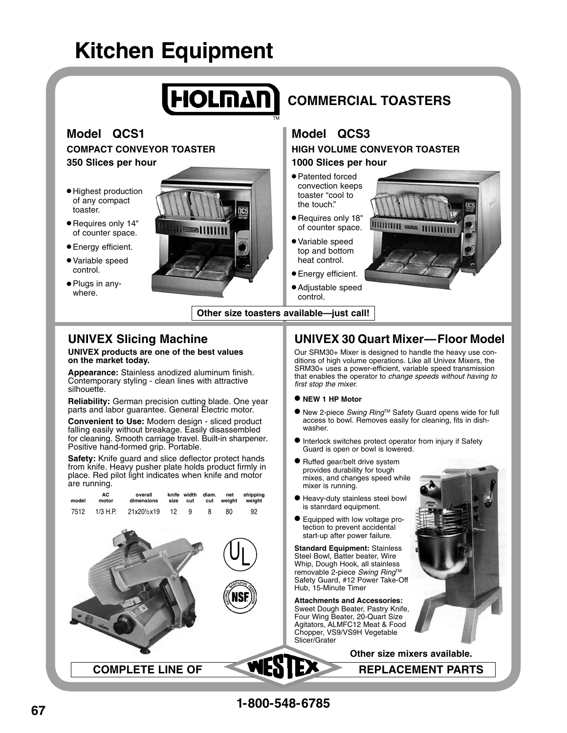# Kitchen Equipment

## HOLMAN™ COMMERCIAL TOASTERS

### Model QCS1

**COMPACT CONVEYOR TOASTER**

**350 Slices per hour**

- Highest production of any compact toaster.
- Requires only 14" of counter space.
- Energy efficient.
- Variable speed control.
- Plugs in anywhere.

### Model QCS3

**HIGH VOLUME CONVEYOR TOASTER**

**1000 Slices per hour**

- Patented forced convection keeps toaster "cool to the touch."
- Requires only 18" of counter space.
- Variable speed top and bottom heat control.
- Energy efficient.
- Adjustable speed control.

**Other size toasters available—just call!**

## UNIVEX Slicing Machine

**UNIVEX products are one of the best values on the market today.**

**Appearance:** Stainless anodized aluminum finish. Contemporary styling - clean lines with attractive silhouette.

**Reliability:** German precision cutting blade. One year parts and labor guarantee. General Electric motor.

**Convenient to Use:** Modern design - sliced product falling easily without breakage. Easily disassembled for cleaning. Smooth carriage travel. Built-in sharpener. Positive hand-formed grip. Portable.

**Safety:** Knife guard and slice deflector protect hands from knife. Heavy pusher plate holds product firmly in place. Red pilot light indicates when knife and motor are running.

| model | AC motor | overall dimensions | knife size | width cut | diam. cut | net weight | shipping weight |
|---|---|---|---|---|---|---|---|
| 7512 | 1/3 H.P. | 21x20½x19 | 12 | 9 | 8 | 80 | 92 |

## UNIVEX 30 Quart Mixer—Floor Model

Our SRM30+ Mixer is designed to handle the heavy use conditions of high volume operations. Like all Univex Mixers, the SRM30+ uses a power-efficient, variable speed transmission that enables the operator to *change speeds without having to first stop the mixer.*

- **NEW 1 HP Motor**
- New 2-piece *Swing Ring*™ Safety Guard opens wide for full access to bowl. Removes easily for cleaning, fits in dishwasher.
- Interlock switches protect operator from injury if Safety Guard is open or bowl is lowered.
- Ruffed gear/belt drive system provides durability for tough mixes, and changes speed while mixer is running.
- Heavy-duty stainless steel bowl is stanrdard equipment.
- Equipped with low voltage protection to prevent accidental start-up after power failure.

**Standard Equipment:** Stainless Steel Bowl, Batter beater, Wire Whip, Dough Hook, all stainless removable 2-piece *Swing Ring*™ Safety Guard, #12 Power Take-Off Hub, 15-Minute Timer

**Attachments and Accessories:** Sweet Dough Beater, Pastry Knife, Four Wing Beater, 20-Quart Size Agitators, ALMFC12 Meat & Food Chopper, VS9/VS9H Vegetable Slicer/Grater

**Other size mixers available.**

**COMPLETE LINE OF WESTEX REPLACEMENT PARTS**

**1-800-548-6785**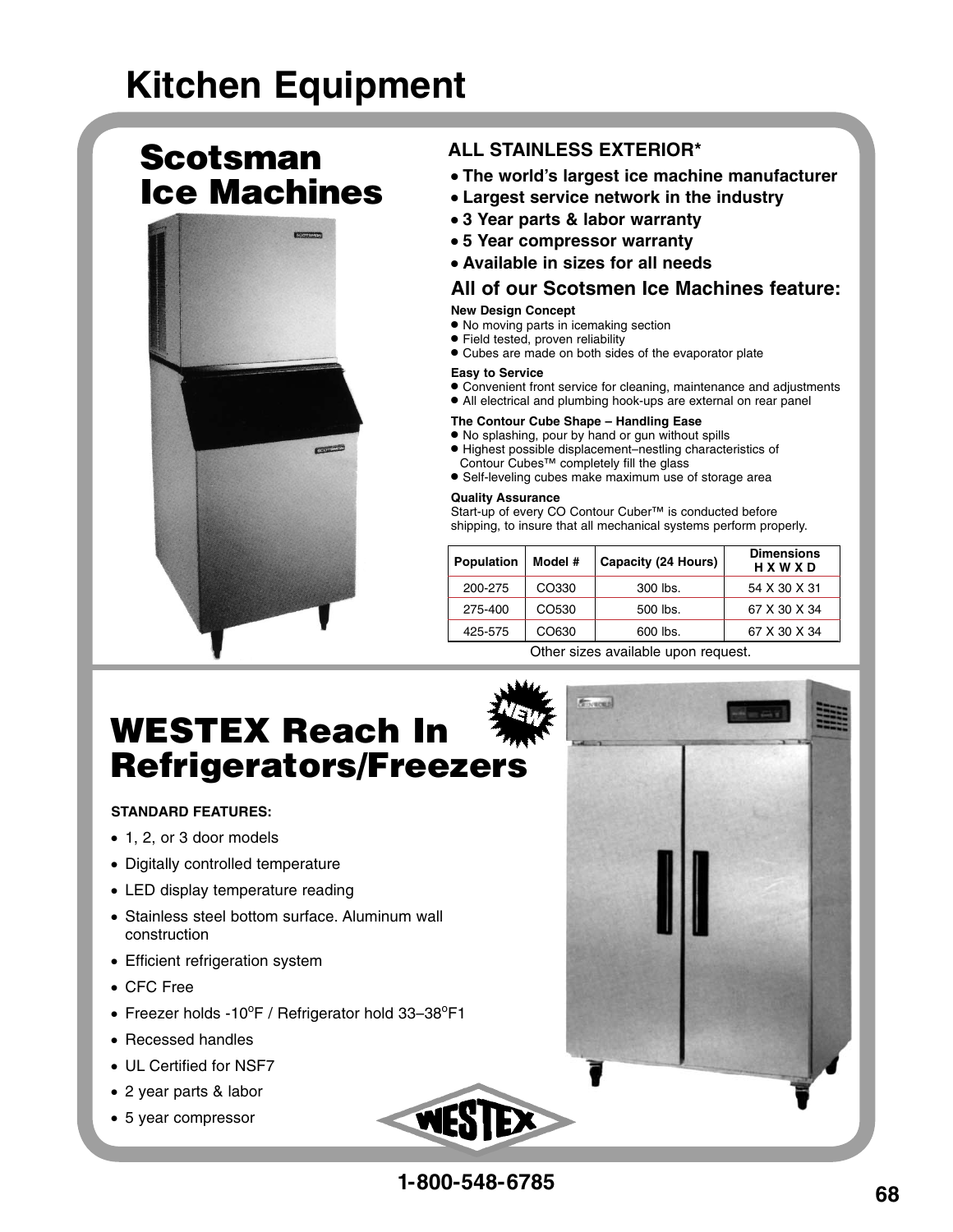# Kitchen Equipment

## Scotsman Ice Machines

**ALL STAINLESS EXTERIOR***

- **The world's largest ice machine manufacturer**
- **Largest service network in the industry**
- **3 Year parts & labor warranty**
- **5 Year compressor warranty**
- **Available in sizes for all needs**

### All of our Scotsmen Ice Machines feature:

**New Design Concept**
- No moving parts in icemaking section
- Field tested, proven reliability
- Cubes are made on both sides of the evaporator plate

**Easy to Service**
- Convenient front service for cleaning, maintenance and adjustments
- All electrical and plumbing hook-ups are external on rear panel

**The Contour Cube Shape – Handling Ease**
- No splashing, pour by hand or gun without spills
- Highest possible displacement–nestling characteristics of Contour Cubes™ completely fill the glass
- Self-leveling cubes make maximum use of storage area

**Quality Assurance**
Start-up of every CO Contour Cuber™ is conducted before shipping, to insure that all mechanical systems perform properly.

| Population | Model # | Capacity (24 Hours) | Dimensions H X W X D |
|---|---|---|---|
| 200-275 | CO330 | 300 lbs. | 54 X 30 X 31 |
| 275-400 | CO530 | 500 lbs. | 67 X 30 X 34 |
| 425-575 | CO630 | 600 lbs. | 67 X 30 X 34 |

Other sizes available upon request.

## WESTEX Reach In Refrigerators/Freezers

NEW

**STANDARD FEATURES:**

- 1, 2, or 3 door models
- Digitally controlled temperature
- LED display temperature reading
- Stainless steel bottom surface. Aluminum wall construction
- Efficient refrigeration system
- CFC Free
- Freezer holds -10°F / Refrigerator hold 33–38°F1
- Recessed handles
- UL Certified for NSF7
- 2 year parts & labor
- 5 year compressor

WESTEX

1-800-548-6785